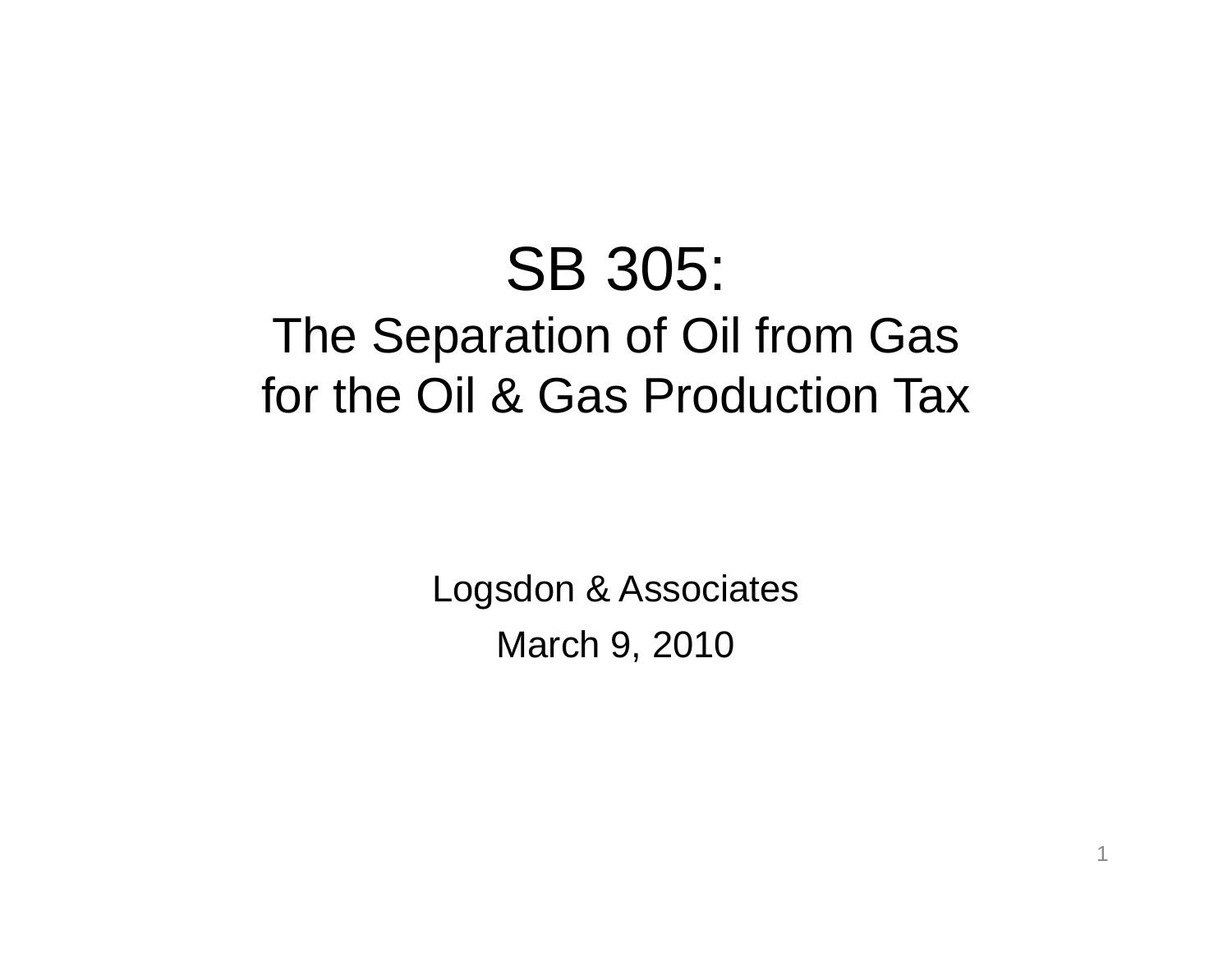# SB 305:

## The Separation of Oil from Gas for the Oil & Gas Production Tax

Logsdon & Associates

March 9, 2010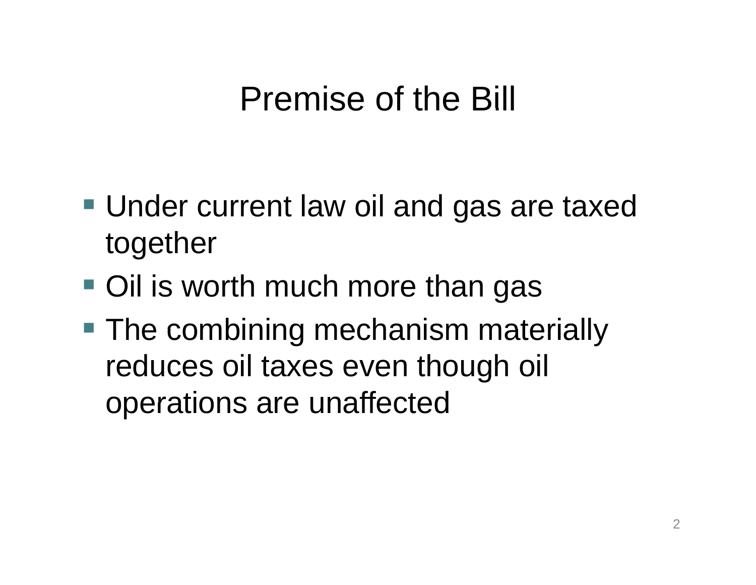# Premise of the Bill

- Under current law oil and gas are taxed together
- Oil is worth much more than gas
- The combining mechanism materially reduces oil taxes even though oil operations are unaffected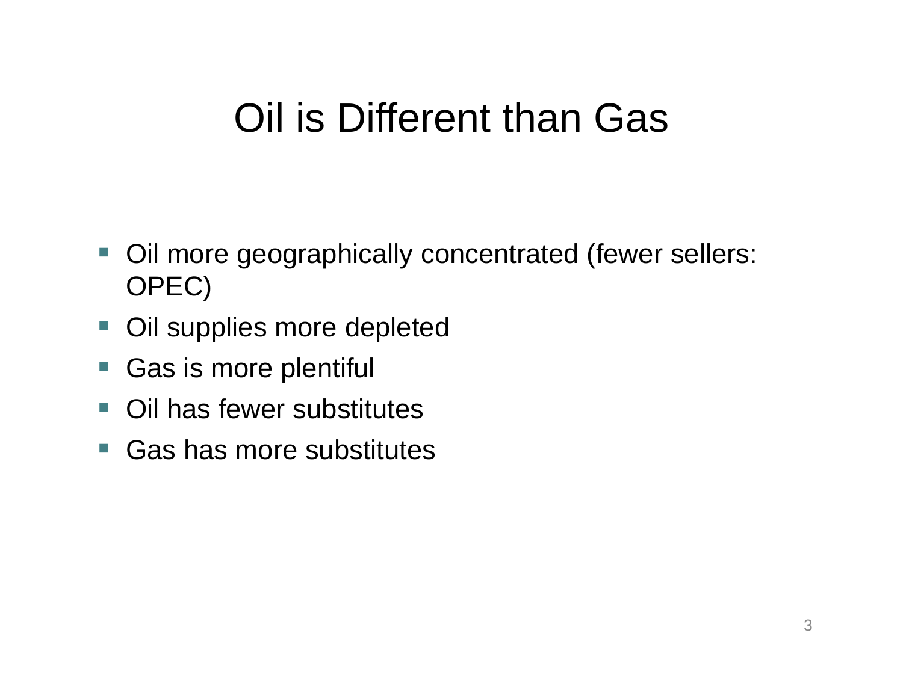# Oil is Different than Gas

- Oil more geographically concentrated (fewer sellers: OPEC)
- Oil supplies more depleted
- Gas is more plentiful
- Oil has fewer substitutes
- Gas has more substitutes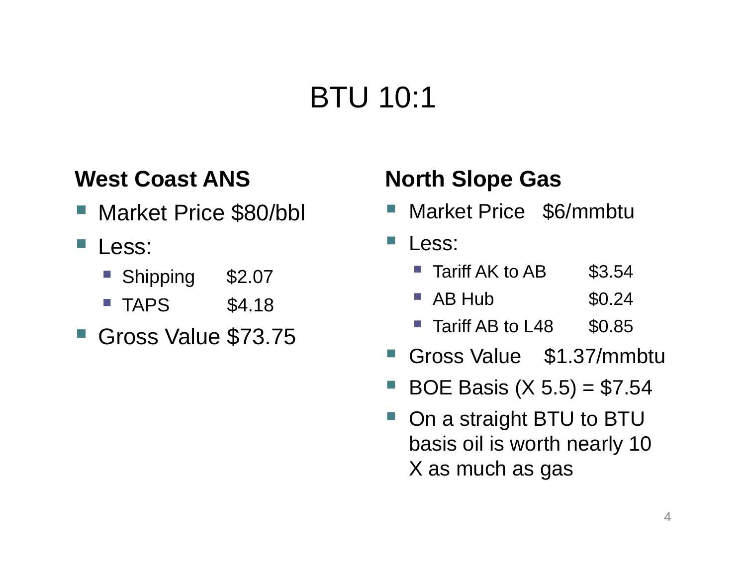# BTU 10:1

### West Coast ANS

- Market Price $80/bbl
- Less:
  - Shipping $2.07
  - TAPS $4.18
- Gross Value $73.75

### North Slope Gas

- Market Price $6/mmbtu
- Less:
  - Tariff AK to AB $3.54
  - AB Hub $0.24
  - Tariff AB to L48 $0.85
- Gross Value $1.37/mmbtu
- BOE Basis (X 5.5) = $7.54
- On a straight BTU to BTU basis oil is worth nearly 10 X as much as gas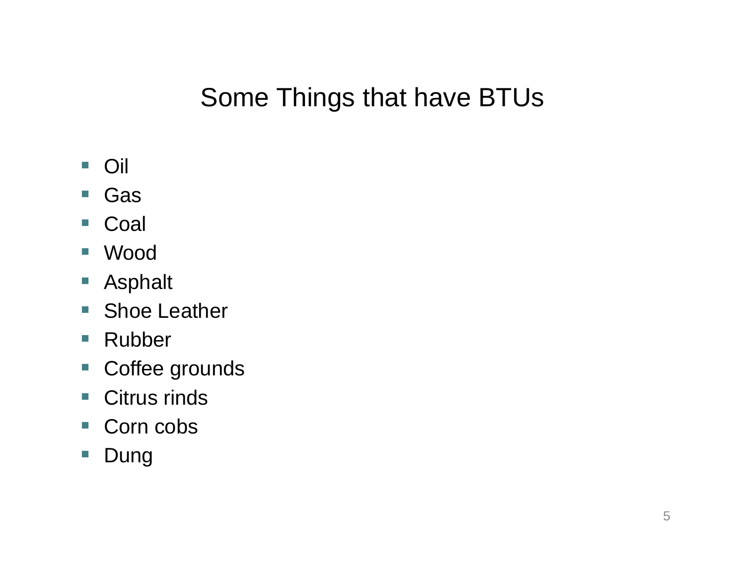# Some Things that have BTUs

- Oil
- Gas
- Coal
- Wood
- Asphalt
- Shoe Leather
- Rubber
- Coffee grounds
- Citrus rinds
- Corn cobs
- Dung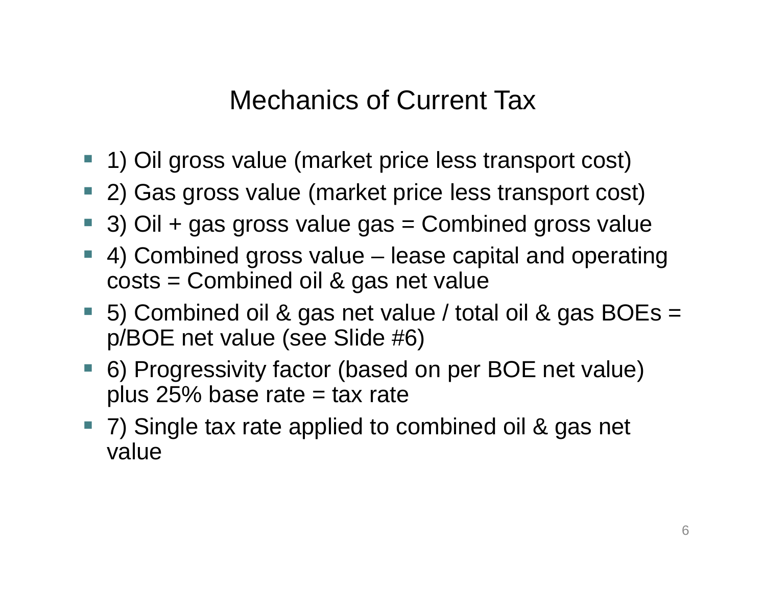# Mechanics of Current Tax

- 1) Oil gross value (market price less transport cost)
- 2) Gas gross value (market price less transport cost)
- 3) Oil + gas gross value gas = Combined gross value
- 4) Combined gross value – lease capital and operating costs = Combined oil & gas net value
- 5) Combined oil & gas net value / total oil & gas BOEs = p/BOE net value (see Slide #6)
- 6) Progressivity factor (based on per BOE net value) plus 25% base rate = tax rate
- 7) Single tax rate applied to combined oil & gas net value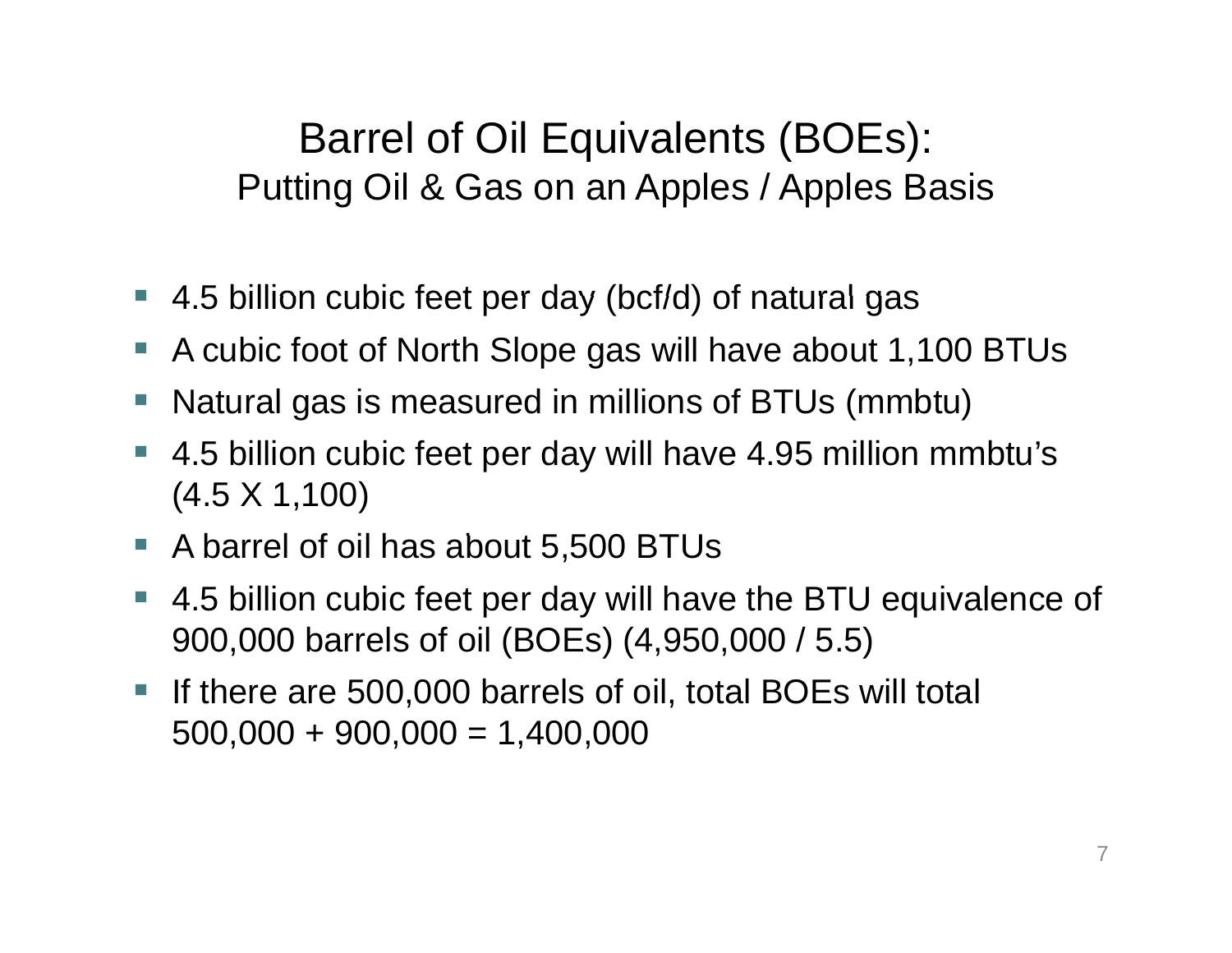# Barrel of Oil Equivalents (BOEs):

## Putting Oil & Gas on an Apples / Apples Basis

- 4.5 billion cubic feet per day (bcf/d) of natural gas
- A cubic foot of North Slope gas will have about 1,100 BTUs
- Natural gas is measured in millions of BTUs (mmbtu)
- 4.5 billion cubic feet per day will have 4.95 million mmbtu's (4.5 X 1,100)
- A barrel of oil has about 5,500 BTUs
- 4.5 billion cubic feet per day will have the BTU equivalence of 900,000 barrels of oil (BOEs) (4,950,000 / 5.5)
- If there are 500,000 barrels of oil, total BOEs will total 500,000 + 900,000 = 1,400,000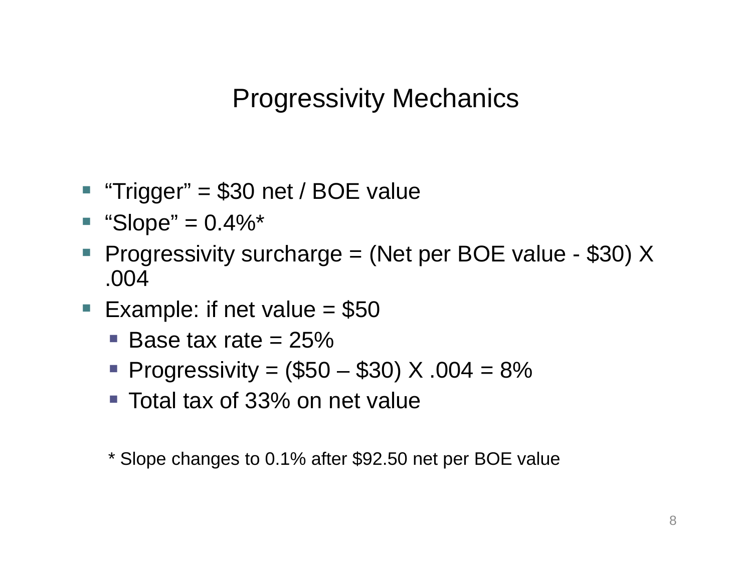# Progressivity Mechanics

- "Trigger" = \$30 net / BOE value
- "Slope" = 0.4%*
- Progressivity surcharge = (Net per BOE value - \$30) X .004
- Example: if net value = \$50
  - Base tax rate = 25%
  - Progressivity = (\$50 – \$30) X .004 = 8%
  - Total tax of 33% on net value

* Slope changes to 0.1% after \$92.50 net per BOE value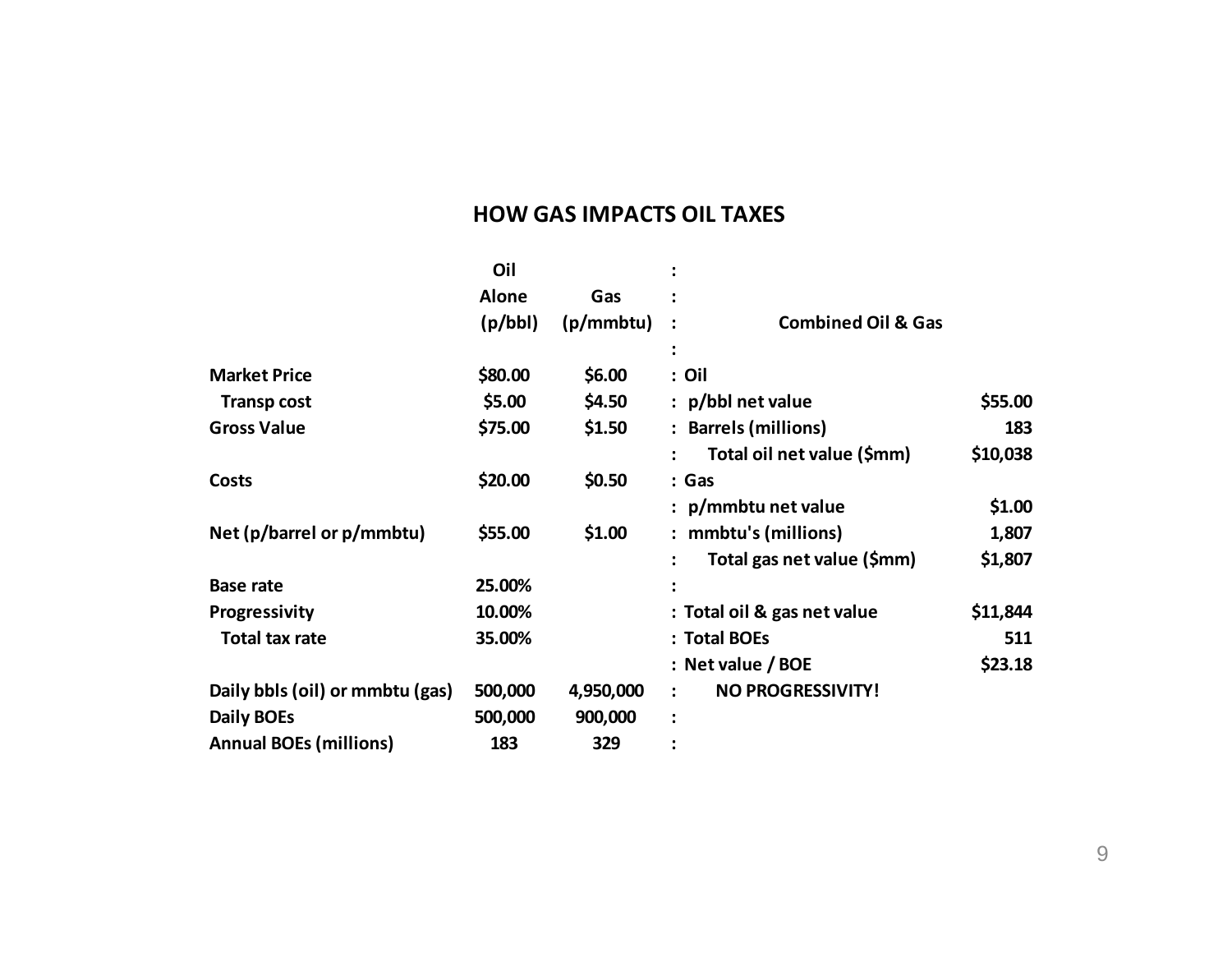## HOW GAS IMPACTS OIL TAXES

| | Oil Alone (p/bbl) | Gas (p/mmbtu) |
|---|---|---|
| **Market Price** | $80.00 | $6.00 |
| Transp cost | $5.00 | $4.50 |
| **Gross Value** | $75.00 | $1.50 |
| **Costs** | $20.00 | $0.50 |
| **Net (p/barrel or p/mmbtu)** | $55.00 | $1.00 |
| **Base rate** | 25.00% | |
| **Progressivity** | 10.00% | |
| Total tax rate | 35.00% | |
| **Daily bbls (oil) or mmbtu (gas)** | 500,000 | 4,950,000 |
| **Daily BOEs** | 500,000 | 900,000 |
| **Annual BOEs (millions)** | 183 | 329 |

| Combined Oil & Gas | |
|---|---|
| **Oil** | |
| p/bbl net value | $55.00 |
| Barrels (millions) | 183 |
| Total oil net value ($mm) | $10,038 |
| **Gas** | |
| p/mmbtu net value | $1.00 |
| mmbtu's (millions) | 1,807 |
| Total gas net value ($mm) | $1,807 |
| Total oil & gas net value | $11,844 |
| Total BOEs | 511 |
| Net value / BOE | $23.18 |
| **NO PROGRESSIVITY!** | |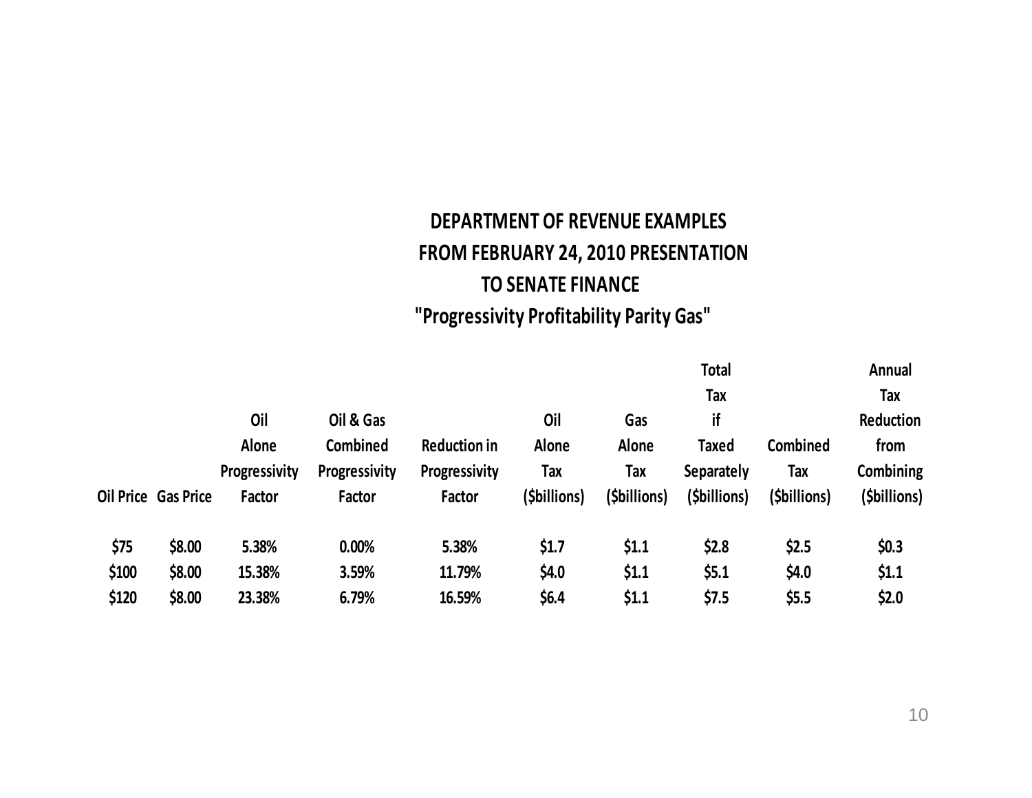# DEPARTMENT OF REVENUE EXAMPLES FROM FEBRUARY 24, 2010 PRESENTATION TO SENATE FINANCE

## "Progressivity Profitability Parity Gas"

| Oil Price | Gas Price | Oil Alone Progressivity Factor | Oil & Gas Combined Progressivity Factor | Reduction in Progressivity Factor | Oil Alone Tax ($billions) | Gas Alone Tax ($billions) | Total Tax if Taxed Separately ($billions) | Combined Tax ($billions) | Annual Tax Reduction from Combining ($billions) |
|---|---|---|---|---|---|---|---|---|---|
| $75 | $8.00 | 5.38% | 0.00% | 5.38% | $1.7 | $1.1 | $2.8 | $2.5 | $0.3 |
| $100 | $8.00 | 15.38% | 3.59% | 11.79% | $4.0 | $1.1 | $5.1 | $4.0 | $1.1 |
| $120 | $8.00 | 23.38% | 6.79% | 16.59% | $6.4 | $1.1 | $7.5 | $5.5 | $2.0 |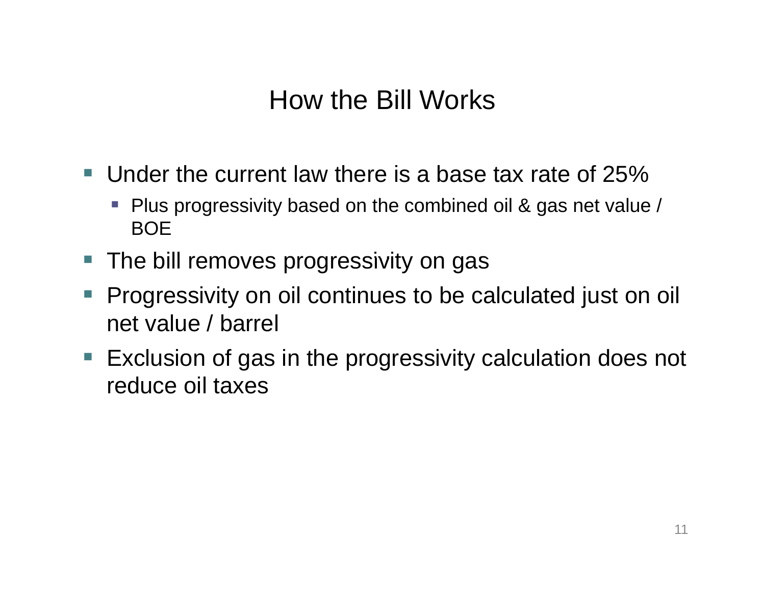# How the Bill Works

- Under the current law there is a base tax rate of 25%
  - Plus progressivity based on the combined oil & gas net value / BOE
- The bill removes progressivity on gas
- Progressivity on oil continues to be calculated just on oil net value / barrel
- Exclusion of gas in the progressivity calculation does not reduce oil taxes